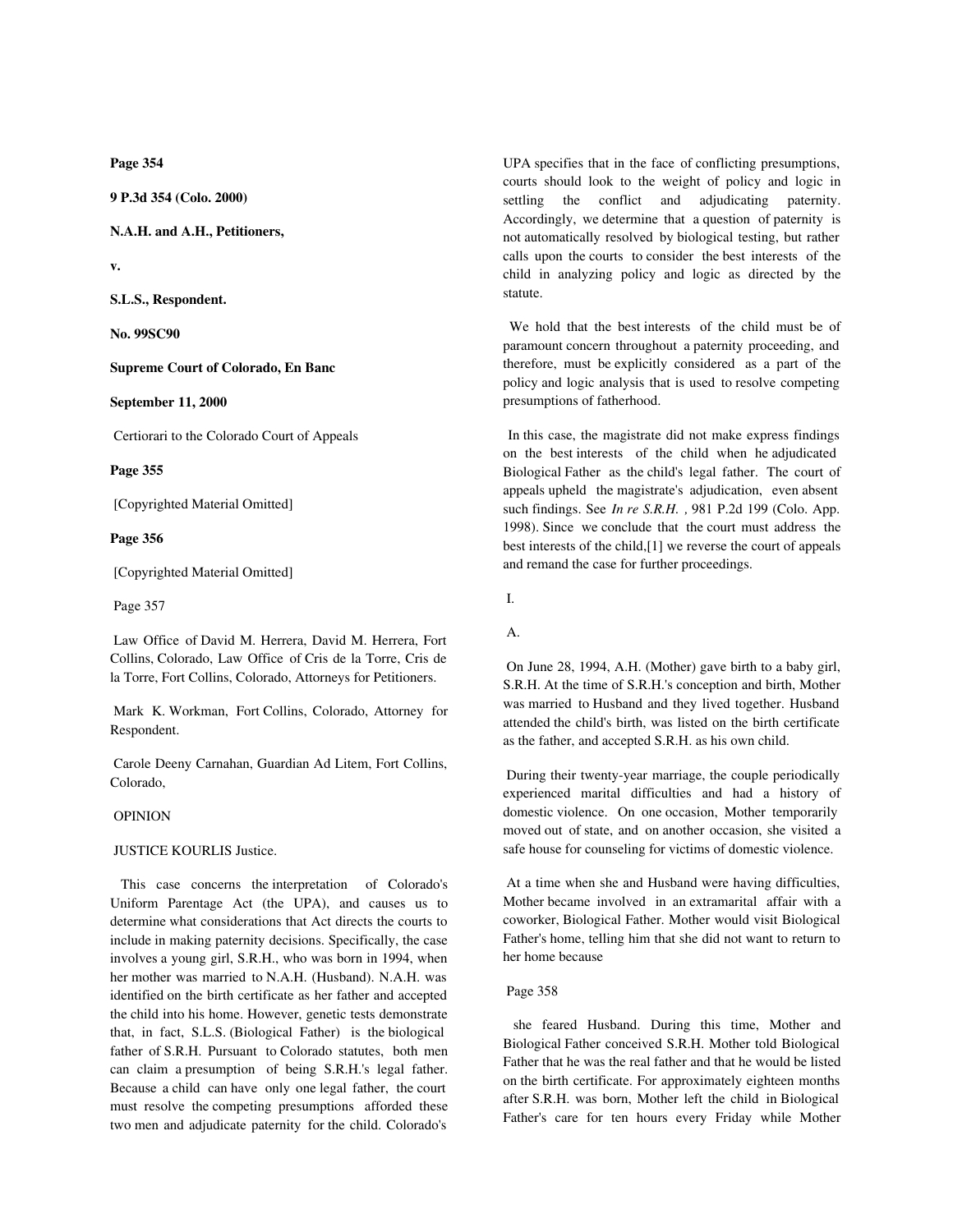**Page 354**

**9 P.3d 354 (Colo. 2000)**

**N.A.H. and A.H., Petitioners,**

**v.**

**S.L.S., Respondent.**

**No. 99SC90**

**Supreme Court of Colorado, En Banc**

**September 11, 2000**

Certiorari to the Colorado Court of Appeals

**Page 355**

[Copyrighted Material Omitted]

**Page 356**

[Copyrighted Material Omitted]

Page 357

Law Office of David M. Herrera, David M. Herrera, Fort Collins, Colorado, Law Office of Cris de la Torre, Cris de la Torre, Fort Collins, Colorado, Attorneys for Petitioners.

Mark K. Workman, Fort Collins, Colorado, Attorney for Respondent.

Carole Deeny Carnahan, Guardian Ad Litem, Fort Collins, Colorado,

OPINION

JUSTICE KOURLIS Justice.

This case concerns the interpretation of Colorado's Uniform Parentage Act (the UPA), and causes us to determine what considerations that Act directs the courts to include in making paternity decisions. Specifically, the case involves a young girl, S.R.H., who was born in 1994, when her mother was married to N.A.H. (Husband). N.A.H. was identified on the birth certificate as her father and accepted the child into his home. However, genetic tests demonstrate that, in fact, S.L.S. (Biological Father) is the biological father of S.R.H. Pursuant to Colorado statutes, both men can claim a presumption of being S.R.H.'s legal father. Because a child can have only one legal father, the court must resolve the competing presumptions afforded these two men and adjudicate paternity for the child. Colorado's UPA specifies that in the face of conflicting presumptions, courts should look to the weight of policy and logic in settling the conflict and adjudicating paternity. Accordingly, we determine that a question of paternity is not automatically resolved by biological testing, but rather calls upon the courts to consider the best interests of the child in analyzing policy and logic as directed by the statute.

We hold that the best interests of the child must be of paramount concern throughout a paternity proceeding, and therefore, must be explicitly considered as a part of the policy and logic analysis that is used to resolve competing presumptions of fatherhood.

In this case, the magistrate did not make express findings on the best interests of the child when he adjudicated Biological Father as the child's legal father. The court of appeals upheld the magistrate's adjudication, even absent such findings. See *In re S.R.H.*, 981 P.2d 199 (Colo. App. 1998). Since we conclude that the court must address the best interests of the child,[1] we reverse the court of appeals and remand the case for further proceedings.

I.

A.

On June 28, 1994, A.H. (Mother) gave birth to a baby girl, S.R.H. At the time of S.R.H.'s conception and birth, Mother was married to Husband and they lived together. Husband attended the child's birth, was listed on the birth certificate as the father, and accepted S.R.H. as his own child.

During their twenty-year marriage, the couple periodically experienced marital difficulties and had a history of domestic violence. On one occasion, Mother temporarily moved out of state, and on another occasion, she visited a safe house for counseling for victims of domestic violence.

At a time when she and Husband were having difficulties, Mother became involved in an extramarital affair with a coworker, Biological Father. Mother would visit Biological Father's home, telling him that she did not want to return to her home because

Page 358

she feared Husband. During this time, Mother and Biological Father conceived S.R.H. Mother told Biological Father that he was the real father and that he would be listed on the birth certificate. For approximately eighteen months after S.R.H. was born, Mother left the child in Biological Father's care for ten hours every Friday while Mother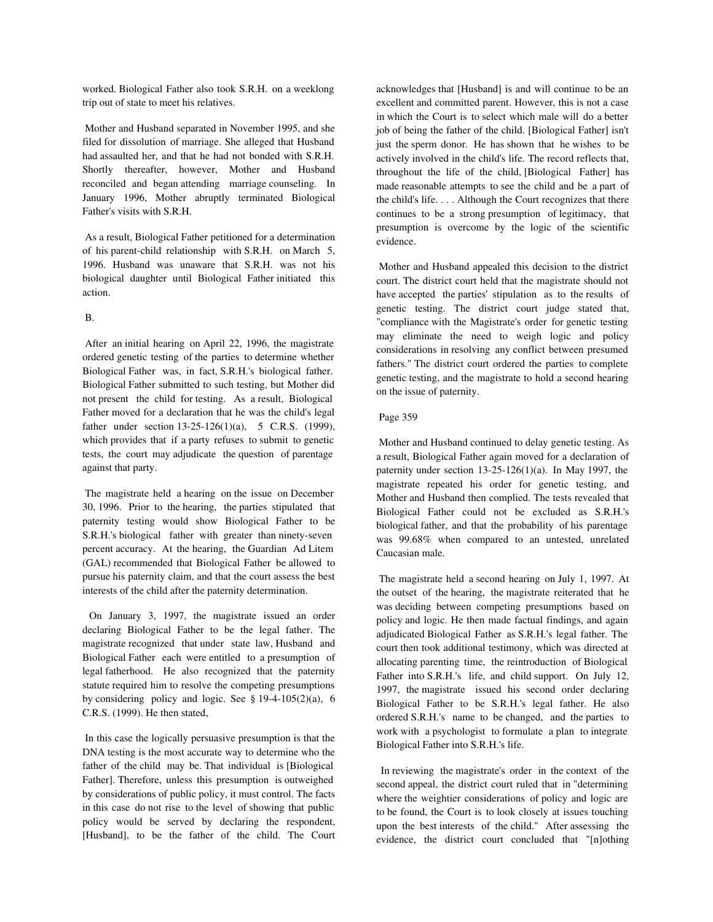worked. Biological Father also took S.R.H. on a weeklong trip out of state to meet his relatives.

Mother and Husband separated in November 1995, and she filed for dissolution of marriage. She alleged that Husband had assaulted her, and that he had not bonded with S.R.H. Shortly thereafter, however, Mother and Husband reconciled and began attending marriage counseling. In January 1996, Mother abruptly terminated Biological Father's visits with S.R.H.

As a result, Biological Father petitioned for a determination of his parent-child relationship with S.R.H. on March 5, 1996. Husband was unaware that S.R.H. was not his biological daughter until Biological Father initiated this action.

B.

After an initial hearing on April 22, 1996, the magistrate ordered genetic testing of the parties to determine whether Biological Father was, in fact, S.R.H.'s biological father. Biological Father submitted to such testing, but Mother did not present the child for testing. As a result, Biological Father moved for a declaration that he was the child's legal father under section 13-25-126(1)(a), 5 C.R.S. (1999), which provides that if a party refuses to submit to genetic tests, the court may adjudicate the question of parentage against that party.

The magistrate held a hearing on the issue on December 30, 1996. Prior to the hearing, the parties stipulated that paternity testing would show Biological Father to be S.R.H.'s biological father with greater than ninety-seven percent accuracy. At the hearing, the Guardian Ad Litem (GAL) recommended that Biological Father be allowed to pursue his paternity claim, and that the court assess the best interests of the child after the paternity determination.

On January 3, 1997, the magistrate issued an order declaring Biological Father to be the legal father. The magistrate recognized that under state law, Husband and Biological Father each were entitled to a presumption of legal fatherhood. He also recognized that the paternity statute required him to resolve the competing presumptions by considering policy and logic. See § 19-4-105(2)(a), 6 C.R.S. (1999). He then stated,

> In this case the logically persuasive presumption is that the DNA testing is the most accurate way to determine who the father of the child may be. That individual is [Biological Father]. Therefore, unless this presumption is outweighed by considerations of public policy, it must control. The facts in this case do not rise to the level of showing that public policy would be served by declaring the respondent, [Husband], to be the father of the child. The Court acknowledges that [Husband] is and will continue to be an excellent and committed parent. However, this is not a case in which the Court is to select which male will do a better job of being the father of the child. [Biological Father] isn't just the sperm donor. He has shown that he wishes to be actively involved in the child's life. The record reflects that, throughout the life of the child, [Biological Father] has made reasonable attempts to see the child and be a part of the child's life. . . . Although the Court recognizes that there continues to be a strong presumption of legitimacy, that presumption is overcome by the logic of the scientific evidence.

Mother and Husband appealed this decision to the district court. The district court held that the magistrate should not have accepted the parties' stipulation as to the results of genetic testing. The district court judge stated that, "compliance with the Magistrate's order for genetic testing may eliminate the need to weigh logic and policy considerations in resolving any conflict between presumed fathers." The district court ordered the parties to complete genetic testing, and the magistrate to hold a second hearing on the issue of paternity.

Page 359

Mother and Husband continued to delay genetic testing. As a result, Biological Father again moved for a declaration of paternity under section 13-25-126(1)(a). In May 1997, the magistrate repeated his order for genetic testing, and Mother and Husband then complied. The tests revealed that Biological Father could not be excluded as S.R.H.'s biological father, and that the probability of his parentage was 99.68% when compared to an untested, unrelated Caucasian male.

The magistrate held a second hearing on July 1, 1997. At the outset of the hearing, the magistrate reiterated that he was deciding between competing presumptions based on policy and logic. He then made factual findings, and again adjudicated Biological Father as S.R.H.'s legal father. The court then took additional testimony, which was directed at allocating parenting time, the reintroduction of Biological Father into S.R.H.'s life, and child support. On July 12, 1997, the magistrate issued his second order declaring Biological Father to be S.R.H.'s legal father. He also ordered S.R.H.'s name to be changed, and the parties to work with a psychologist to formulate a plan to integrate Biological Father into S.R.H.'s life.

In reviewing the magistrate's order in the context of the second appeal, the district court ruled that in "determining where the weightier considerations of policy and logic are to be found, the Court is to look closely at issues touching upon the best interests of the child." After assessing the evidence, the district court concluded that "[n]othing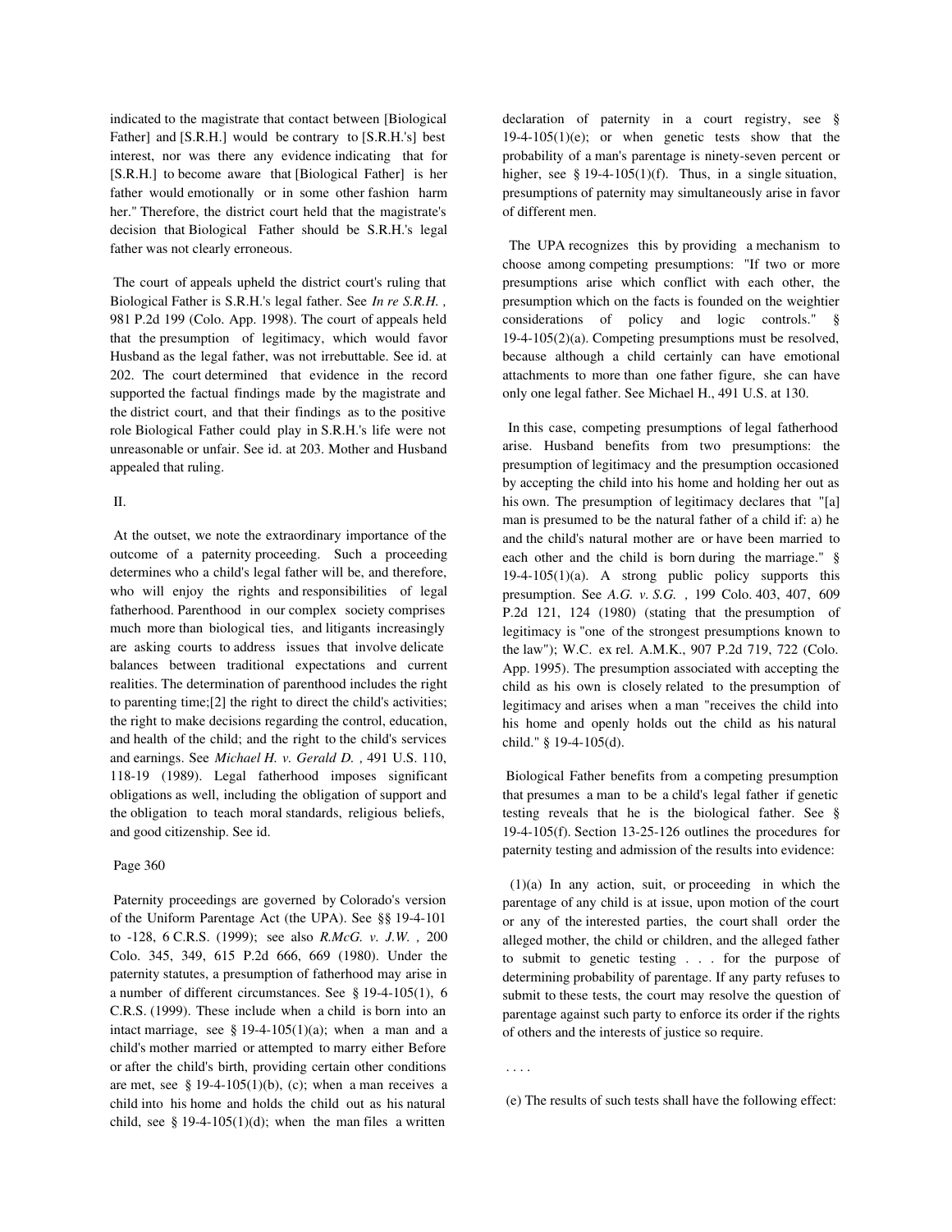indicated to the magistrate that contact between [Biological Father] and [S.R.H.] would be contrary to [S.R.H.'s] best interest, nor was there any evidence indicating that for [S.R.H.] to become aware that [Biological Father] is her father would emotionally or in some other fashion harm her." Therefore, the district court held that the magistrate's decision that Biological Father should be S.R.H.'s legal father was not clearly erroneous.

The court of appeals upheld the district court's ruling that Biological Father is S.R.H.'s legal father. See *In re S.R.H.*, 981 P.2d 199 (Colo. App. 1998). The court of appeals held that the presumption of legitimacy, which would favor Husband as the legal father, was not irrebuttable. See id. at 202. The court determined that evidence in the record supported the factual findings made by the magistrate and the district court, and that their findings as to the positive role Biological Father could play in S.R.H.'s life were not unreasonable or unfair. See id. at 203. Mother and Husband appealed that ruling.

II.

At the outset, we note the extraordinary importance of the outcome of a paternity proceeding. Such a proceeding determines who a child's legal father will be, and therefore, who will enjoy the rights and responsibilities of legal fatherhood. Parenthood in our complex society comprises much more than biological ties, and litigants increasingly are asking courts to address issues that involve delicate balances between traditional expectations and current realities. The determination of parenthood includes the right to parenting time;[2] the right to direct the child's activities; the right to make decisions regarding the control, education, and health of the child; and the right to the child's services and earnings. See *Michael H. v. Gerald D.*, 491 U.S. 110, 118-19 (1989). Legal fatherhood imposes significant obligations as well, including the obligation of support and the obligation to teach moral standards, religious beliefs, and good citizenship. See id.

Page 360

Paternity proceedings are governed by Colorado's version of the Uniform Parentage Act (the UPA). See §§ 19-4-101 to -128, 6 C.R.S. (1999); see also *R.McG. v. J.W.*, 200 Colo. 345, 349, 615 P.2d 666, 669 (1980). Under the paternity statutes, a presumption of fatherhood may arise in a number of different circumstances. See § 19-4-105(1), 6 C.R.S. (1999). These include when a child is born into an intact marriage, see § 19-4-105(1)(a); when a man and a child's mother married or attempted to marry either Before or after the child's birth, providing certain other conditions are met, see § 19-4-105(1)(b), (c); when a man receives a child into his home and holds the child out as his natural child, see § 19-4-105(1)(d); when the man files a written declaration of paternity in a court registry, see § 19-4-105(1)(e); or when genetic tests show that the probability of a man's parentage is ninety-seven percent or higher, see § 19-4-105(1)(f). Thus, in a single situation, presumptions of paternity may simultaneously arise in favor of different men.

The UPA recognizes this by providing a mechanism to choose among competing presumptions: "If two or more presumptions arise which conflict with each other, the presumption which on the facts is founded on the weightier considerations of policy and logic controls." § 19-4-105(2)(a). Competing presumptions must be resolved, because although a child certainly can have emotional attachments to more than one father figure, she can have only one legal father. See Michael H., 491 U.S. at 130.

In this case, competing presumptions of legal fatherhood arise. Husband benefits from two presumptions: the presumption of legitimacy and the presumption occasioned by accepting the child into his home and holding her out as his own. The presumption of legitimacy declares that "[a] man is presumed to be the natural father of a child if: a) he and the child's natural mother are or have been married to each other and the child is born during the marriage." § 19-4-105(1)(a). A strong public policy supports this presumption. See *A.G. v. S.G.*, 199 Colo. 403, 407, 609 P.2d 121, 124 (1980) (stating that the presumption of legitimacy is "one of the strongest presumptions known to the law"); W.C. ex rel. A.M.K., 907 P.2d 719, 722 (Colo. App. 1995). The presumption associated with accepting the child as his own is closely related to the presumption of legitimacy and arises when a man "receives the child into his home and openly holds out the child as his natural child." § 19-4-105(d).

Biological Father benefits from a competing presumption that presumes a man to be a child's legal father if genetic testing reveals that he is the biological father. See § 19-4-105(f). Section 13-25-126 outlines the procedures for paternity testing and admission of the results into evidence:

(1)(a) In any action, suit, or proceeding in which the parentage of any child is at issue, upon motion of the court or any of the interested parties, the court shall order the alleged mother, the child or children, and the alleged father to submit to genetic testing . . . for the purpose of determining probability of parentage. If any party refuses to submit to these tests, the court may resolve the question of parentage against such party to enforce its order if the rights of others and the interests of justice so require.

. . . .

(e) The results of such tests shall have the following effect: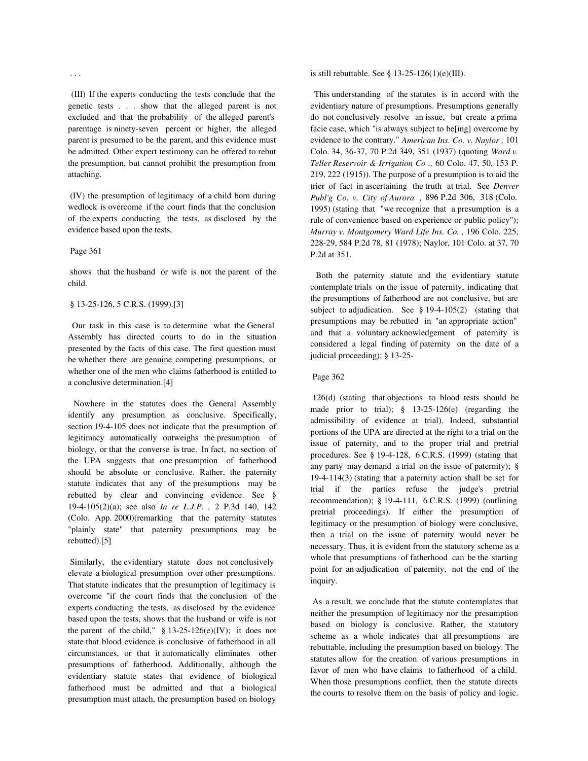. . .

(III) If the experts conducting the tests conclude that the genetic tests . . . show that the alleged parent is not excluded and that the probability of the alleged parent's parentage is ninety-seven percent or higher, the alleged parent is presumed to be the parent, and this evidence must be admitted. Other expert testimony can be offered to rebut the presumption, but cannot prohibit the presumption from attaching.

(IV) the presumption of legitimacy of a child born during wedlock is overcome if the court finds that the conclusion of the experts conducting the tests, as disclosed by the evidence based upon the tests,

Page 361

shows that the husband or wife is not the parent of the child.

§ 13-25-126, 5 C.R.S. (1999).[3]

Our task in this case is to determine what the General Assembly has directed courts to do in the situation presented by the facts of this case. The first question must be whether there are genuine competing presumptions, or whether one of the men who claims fatherhood is entitled to a conclusive determination.[4]

Nowhere in the statutes does the General Assembly identify any presumption as conclusive. Specifically, section 19-4-105 does not indicate that the presumption of legitimacy automatically outweighs the presumption of biology, or that the converse is true. In fact, no section of the UPA suggests that one presumption of fatherhood should be absolute or conclusive. Rather, the paternity statute indicates that any of the presumptions may be rebutted by clear and convincing evidence. See § 19-4-105(2)(a); see also *In re L.J.P.*, 2 P.3d 140, 142 (Colo. App. 2000)(remarking that the paternity statutes "plainly state" that paternity presumptions may be rebutted).[5]

Similarly, the evidentiary statute does not conclusively elevate a biological presumption over other presumptions. That statute indicates that the presumption of legitimacy is overcome "if the court finds that the conclusion of the experts conducting the tests, as disclosed by the evidence based upon the tests, shows that the husband or wife is not the parent of the child," § 13-25-126(e)(IV); it does not state that blood evidence is conclusive of fatherhood in all circumstances, or that it automatically eliminates other presumptions of fatherhood. Additionally, although the evidentiary statute states that evidence of biological fatherhood must be admitted and that a biological presumption must attach, the presumption based on biology is still rebuttable. See § 13-25-126(1)(e)(III).

This understanding of the statutes is in accord with the evidentiary nature of presumptions. Presumptions generally do not conclusively resolve an issue, but create a prima facie case, which "is always subject to be[ing] overcome by evidence to the contrary." *American Ins. Co. v. Naylor*, 101 Colo. 34, 36-37, 70 P.2d 349, 351 (1937) (quoting *Ward v. Teller Reservoir & Irrigation Co.*, 60 Colo. 47, 50, 153 P. 219, 222 (1915)). The purpose of a presumption is to aid the trier of fact in ascertaining the truth at trial. See *Denver Publ'g Co. v. City of Aurora*, 896 P.2d 306, 318 (Colo. 1995) (stating that "we recognize that a presumption is a rule of convenience based on experience or public policy"); *Murray v. Montgomery Ward Life Ins. Co.*, 196 Colo. 225, 228-29, 584 P.2d 78, 81 (1978); Naylor, 101 Colo. at 37, 70 P.2d at 351.

Both the paternity statute and the evidentiary statute contemplate trials on the issue of paternity, indicating that the presumptions of fatherhood are not conclusive, but are subject to adjudication. See § 19-4-105(2) (stating that presumptions may be rebutted in "an appropriate action" and that a voluntary acknowledgement of paternity is considered a legal finding of paternity on the date of a judicial proceeding); § 13-25-

Page 362

126(d) (stating that objections to blood tests should be made prior to trial); § 13-25-126(e) (regarding the admissibility of evidence at trial). Indeed, substantial portions of the UPA are directed at the right to a trial on the issue of paternity, and to the proper trial and pretrial procedures. See § 19-4-128, 6 C.R.S. (1999) (stating that any party may demand a trial on the issue of paternity); § 19-4-114(3) (stating that a paternity action shall be set for trial if the parties refuse the judge's pretrial recommendation); § 19-4-111, 6 C.R.S. (1999) (outlining pretrial proceedings). If either the presumption of legitimacy or the presumption of biology were conclusive, then a trial on the issue of paternity would never be necessary. Thus, it is evident from the statutory scheme as a whole that presumptions of fatherhood can be the starting point for an adjudication of paternity, not the end of the inquiry.

As a result, we conclude that the statute contemplates that neither the presumption of legitimacy nor the presumption based on biology is conclusive. Rather, the statutory scheme as a whole indicates that all presumptions are rebuttable, including the presumption based on biology. The statutes allow for the creation of various presumptions in favor of men who have claims to fatherhood of a child. When those presumptions conflict, then the statute directs the courts to resolve them on the basis of policy and logic.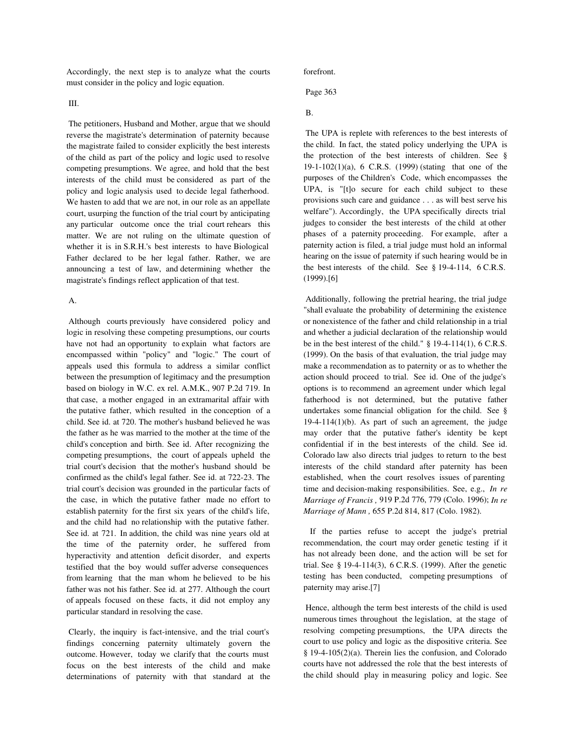Accordingly, the next step is to analyze what the courts must consider in the policy and logic equation.

## III.

The petitioners, Husband and Mother, argue that we should reverse the magistrate's determination of paternity because the magistrate failed to consider explicitly the best interests of the child as part of the policy and logic used to resolve competing presumptions. We agree, and hold that the best interests of the child must be considered as part of the policy and logic analysis used to decide legal fatherhood. We hasten to add that we are not, in our role as an appellate court, usurping the function of the trial court by anticipating any particular outcome once the trial court rehears this matter. We are not ruling on the ultimate question of whether it is in S.R.H.'s best interests to have Biological Father declared to be her legal father. Rather, we are announcing a test of law, and determining whether the magistrate's findings reflect application of that test.

### A.

Although courts previously have considered policy and logic in resolving these competing presumptions, our courts have not had an opportunity to explain what factors are encompassed within "policy" and "logic." The court of appeals used this formula to address a similar conflict between the presumption of legitimacy and the presumption based on biology in W.C. ex rel. A.M.K., 907 P.2d 719. In that case, a mother engaged in an extramarital affair with the putative father, which resulted in the conception of a child. See id. at 720. The mother's husband believed he was the father as he was married to the mother at the time of the child's conception and birth. See id. After recognizing the competing presumptions, the court of appeals upheld the trial court's decision that the mother's husband should be confirmed as the child's legal father. See id. at 722-23. The trial court's decision was grounded in the particular facts of the case, in which the putative father made no effort to establish paternity for the first six years of the child's life, and the child had no relationship with the putative father. See id. at 721. In addition, the child was nine years old at the time of the paternity order, he suffered from hyperactivity and attention deficit disorder, and experts testified that the boy would suffer adverse consequences from learning that the man whom he believed to be his father was not his father. See id. at 277. Although the court of appeals focused on these facts, it did not employ any particular standard in resolving the case.

Clearly, the inquiry is fact-intensive, and the trial court's findings concerning paternity ultimately govern the outcome. However, today we clarify that the courts must focus on the best interests of the child and make determinations of paternity with that standard at the forefront.

Page 363

### B.

The UPA is replete with references to the best interests of the child. In fact, the stated policy underlying the UPA is the protection of the best interests of children. See § 19-1-102(1)(a), 6 C.R.S. (1999) (stating that one of the purposes of the Children's Code, which encompasses the UPA, is "[t]o secure for each child subject to these provisions such care and guidance . . . as will best serve his welfare"). Accordingly, the UPA specifically directs trial judges to consider the best interests of the child at other phases of a paternity proceeding. For example, after a paternity action is filed, a trial judge must hold an informal hearing on the issue of paternity if such hearing would be in the best interests of the child. See § 19-4-114, 6 C.R.S. (1999).[6]

Additionally, following the pretrial hearing, the trial judge "shall evaluate the probability of determining the existence or nonexistence of the father and child relationship in a trial and whether a judicial declaration of the relationship would be in the best interest of the child." § 19-4-114(1), 6 C.R.S. (1999). On the basis of that evaluation, the trial judge may make a recommendation as to paternity or as to whether the action should proceed to trial. See id. One of the judge's options is to recommend an agreement under which legal fatherhood is not determined, but the putative father undertakes some financial obligation for the child. See § 19-4-114(1)(b). As part of such an agreement, the judge may order that the putative father's identity be kept confidential if in the best interests of the child. See id. Colorado law also directs trial judges to return to the best interests of the child standard after paternity has been established, when the court resolves issues of parenting time and decision-making responsibilities. See, e.g., *In re Marriage of Francis*, 919 P.2d 776, 779 (Colo. 1996); *In re Marriage of Mann*, 655 P.2d 814, 817 (Colo. 1982).

If the parties refuse to accept the judge's pretrial recommendation, the court may order genetic testing if it has not already been done, and the action will be set for trial. See § 19-4-114(3), 6 C.R.S. (1999). After the genetic testing has been conducted, competing presumptions of paternity may arise.[7]

Hence, although the term best interests of the child is used numerous times throughout the legislation, at the stage of resolving competing presumptions, the UPA directs the court to use policy and logic as the dispositive criteria. See § 19-4-105(2)(a). Therein lies the confusion, and Colorado courts have not addressed the role that the best interests of the child should play in measuring policy and logic. See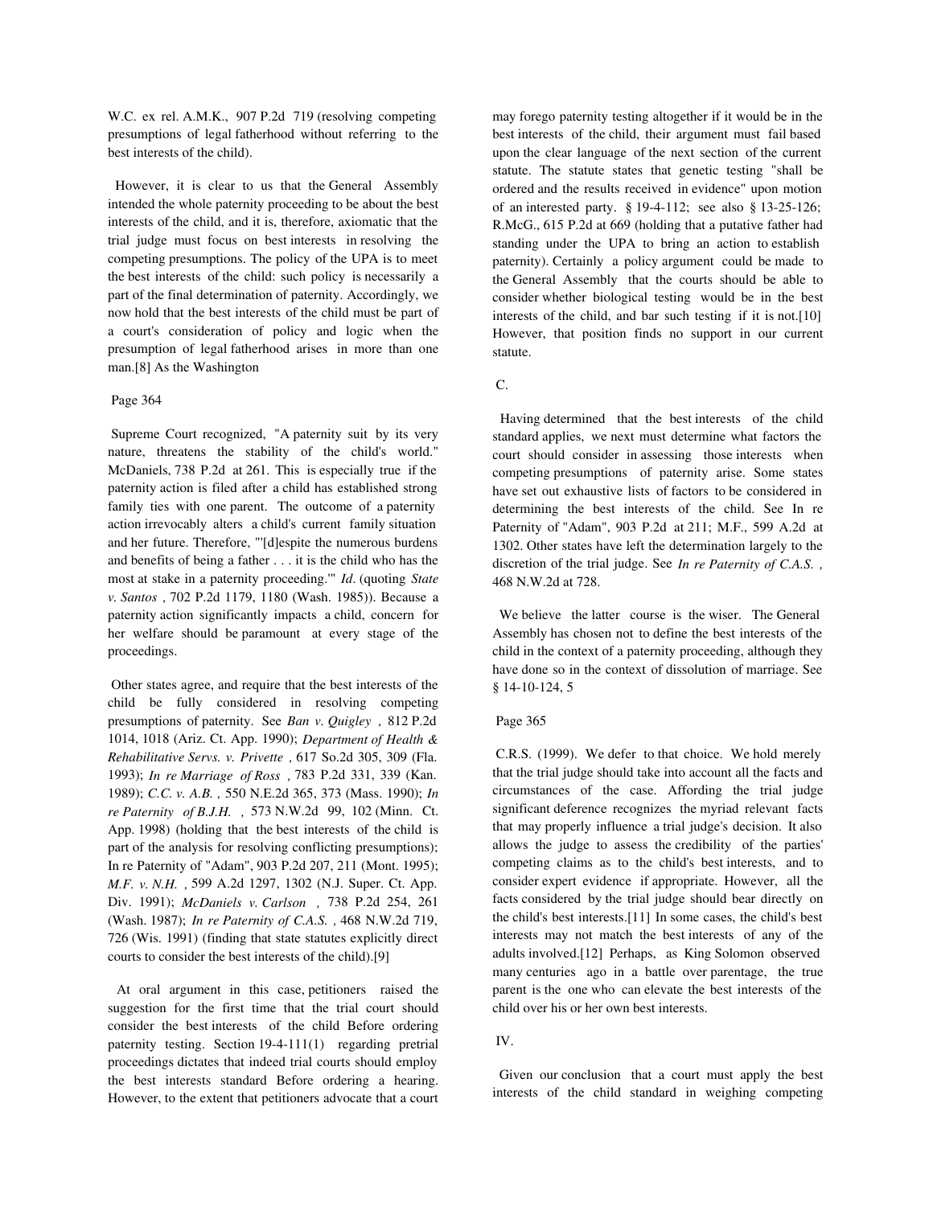W.C. ex rel. A.M.K., 907 P.2d 719 (resolving competing presumptions of legal fatherhood without referring to the best interests of the child).

However, it is clear to us that the General Assembly intended the whole paternity proceeding to be about the best interests of the child, and it is, therefore, axiomatic that the trial judge must focus on best interests in resolving the competing presumptions. The policy of the UPA is to meet the best interests of the child: such policy is necessarily a part of the final determination of paternity. Accordingly, we now hold that the best interests of the child must be part of a court's consideration of policy and logic when the presumption of legal fatherhood arises in more than one man.[8] As the Washington

Page 364

Supreme Court recognized, "A paternity suit by its very nature, threatens the stability of the child's world." McDaniels, 738 P.2d at 261. This is especially true if the paternity action is filed after a child has established strong family ties with one parent. The outcome of a paternity action irrevocably alters a child's current family situation and her future. Therefore, "'[d]espite the numerous burdens and benefits of being a father . . . it is the child who has the most at stake in a paternity proceeding.'" *Id*. (quoting *State v. Santos* , 702 P.2d 1179, 1180 (Wash. 1985)). Because a paternity action significantly impacts a child, concern for her welfare should be paramount at every stage of the proceedings.

Other states agree, and require that the best interests of the child be fully considered in resolving competing presumptions of paternity. See *Ban v. Quigley* , 812 P.2d 1014, 1018 (Ariz. Ct. App. 1990); *Department of Health & Rehabilitative Servs. v. Privette* , 617 So.2d 305, 309 (Fla. 1993); *In re Marriage of Ross* , 783 P.2d 331, 339 (Kan. 1989); *C.C. v. A.B.* , 550 N.E.2d 365, 373 (Mass. 1990); *In re Paternity of B.J.H.* , 573 N.W.2d 99, 102 (Minn. Ct. App. 1998) (holding that the best interests of the child is part of the analysis for resolving conflicting presumptions); In re Paternity of "Adam", 903 P.2d 207, 211 (Mont. 1995); *M.F. v. N.H.* , 599 A.2d 1297, 1302 (N.J. Super. Ct. App. Div. 1991); *McDaniels v. Carlson* , 738 P.2d 254, 261 (Wash. 1987); *In re Paternity of C.A.S.* , 468 N.W.2d 719, 726 (Wis. 1991) (finding that state statutes explicitly direct courts to consider the best interests of the child).[9]

At oral argument in this case, petitioners raised the suggestion for the first time that the trial court should consider the best interests of the child Before ordering paternity testing. Section 19-4-111(1) regarding pretrial proceedings dictates that indeed trial courts should employ the best interests standard Before ordering a hearing. However, to the extent that petitioners advocate that a court may forego paternity testing altogether if it would be in the best interests of the child, their argument must fail based upon the clear language of the next section of the current statute. The statute states that genetic testing "shall be ordered and the results received in evidence" upon motion of an interested party. § 19-4-112; see also § 13-25-126; R.McG., 615 P.2d at 669 (holding that a putative father had standing under the UPA to bring an action to establish paternity). Certainly a policy argument could be made to the General Assembly that the courts should be able to consider whether biological testing would be in the best interests of the child, and bar such testing if it is not.[10] However, that position finds no support in our current statute.

C.

Having determined that the best interests of the child standard applies, we next must determine what factors the court should consider in assessing those interests when competing presumptions of paternity arise. Some states have set out exhaustive lists of factors to be considered in determining the best interests of the child. See In re Paternity of "Adam", 903 P.2d at 211; M.F., 599 A.2d at 1302. Other states have left the determination largely to the discretion of the trial judge. See *In re Paternity of C.A.S.* , 468 N.W.2d at 728.

We believe the latter course is the wiser. The General Assembly has chosen not to define the best interests of the child in the context of a paternity proceeding, although they have done so in the context of dissolution of marriage. See § 14-10-124, 5

Page 365

C.R.S. (1999). We defer to that choice. We hold merely that the trial judge should take into account all the facts and circumstances of the case. Affording the trial judge significant deference recognizes the myriad relevant facts that may properly influence a trial judge's decision. It also allows the judge to assess the credibility of the parties' competing claims as to the child's best interests, and to consider expert evidence if appropriate. However, all the facts considered by the trial judge should bear directly on the child's best interests.[11] In some cases, the child's best interests may not match the best interests of any of the adults involved.[12] Perhaps, as King Solomon observed many centuries ago in a battle over parentage, the true parent is the one who can elevate the best interests of the child over his or her own best interests.

IV.

Given our conclusion that a court must apply the best interests of the child standard in weighing competing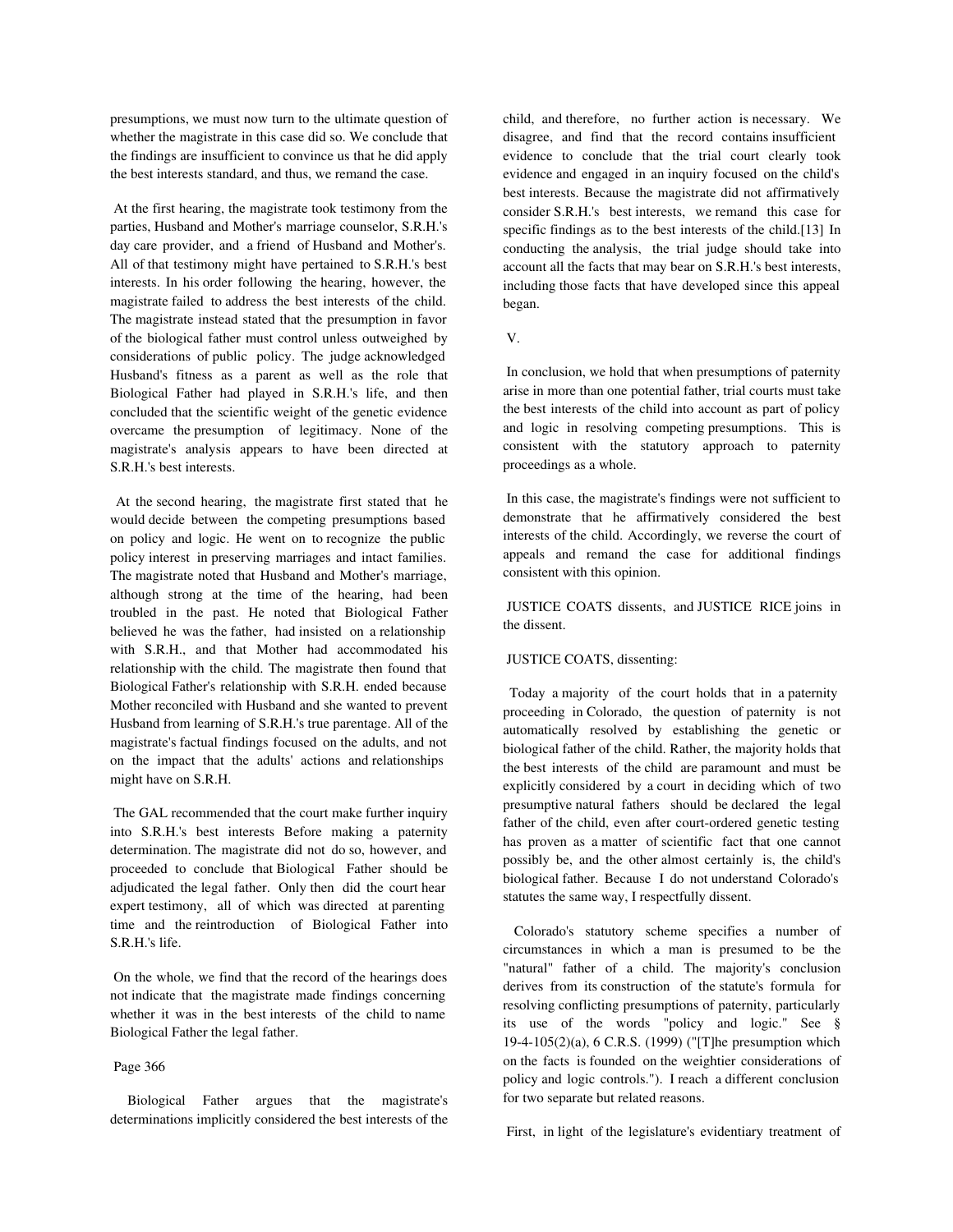presumptions, we must now turn to the ultimate question of whether the magistrate in this case did so. We conclude that the findings are insufficient to convince us that he did apply the best interests standard, and thus, we remand the case.

At the first hearing, the magistrate took testimony from the parties, Husband and Mother's marriage counselor, S.R.H.'s day care provider, and a friend of Husband and Mother's. All of that testimony might have pertained to S.R.H.'s best interests. In his order following the hearing, however, the magistrate failed to address the best interests of the child. The magistrate instead stated that the presumption in favor of the biological father must control unless outweighed by considerations of public policy. The judge acknowledged Husband's fitness as a parent as well as the role that Biological Father had played in S.R.H.'s life, and then concluded that the scientific weight of the genetic evidence overcame the presumption of legitimacy. None of the magistrate's analysis appears to have been directed at S.R.H.'s best interests.

At the second hearing, the magistrate first stated that he would decide between the competing presumptions based on policy and logic. He went on to recognize the public policy interest in preserving marriages and intact families. The magistrate noted that Husband and Mother's marriage, although strong at the time of the hearing, had been troubled in the past. He noted that Biological Father believed he was the father, had insisted on a relationship with S.R.H., and that Mother had accommodated his relationship with the child. The magistrate then found that Biological Father's relationship with S.R.H. ended because Mother reconciled with Husband and she wanted to prevent Husband from learning of S.R.H.'s true parentage. All of the magistrate's factual findings focused on the adults, and not on the impact that the adults' actions and relationships might have on S.R.H.

The GAL recommended that the court make further inquiry into S.R.H.'s best interests Before making a paternity determination. The magistrate did not do so, however, and proceeded to conclude that Biological Father should be adjudicated the legal father. Only then did the court hear expert testimony, all of which was directed at parenting time and the reintroduction of Biological Father into S.R.H.'s life.

On the whole, we find that the record of the hearings does not indicate that the magistrate made findings concerning whether it was in the best interests of the child to name Biological Father the legal father.

Page 366

Biological Father argues that the magistrate's determinations implicitly considered the best interests of the child, and therefore, no further action is necessary. We disagree, and find that the record contains insufficient evidence to conclude that the trial court clearly took evidence and engaged in an inquiry focused on the child's best interests. Because the magistrate did not affirmatively consider S.R.H.'s best interests, we remand this case for specific findings as to the best interests of the child.[13] In conducting the analysis, the trial judge should take into account all the facts that may bear on S.R.H.'s best interests, including those facts that have developed since this appeal began.

V.

In conclusion, we hold that when presumptions of paternity arise in more than one potential father, trial courts must take the best interests of the child into account as part of policy and logic in resolving competing presumptions. This is consistent with the statutory approach to paternity proceedings as a whole.

In this case, the magistrate's findings were not sufficient to demonstrate that he affirmatively considered the best interests of the child. Accordingly, we reverse the court of appeals and remand the case for additional findings consistent with this opinion.

JUSTICE COATS dissents, and JUSTICE RICE joins in the dissent.

JUSTICE COATS, dissenting:

Today a majority of the court holds that in a paternity proceeding in Colorado, the question of paternity is not automatically resolved by establishing the genetic or biological father of the child. Rather, the majority holds that the best interests of the child are paramount and must be explicitly considered by a court in deciding which of two presumptive natural fathers should be declared the legal father of the child, even after court-ordered genetic testing has proven as a matter of scientific fact that one cannot possibly be, and the other almost certainly is, the child's biological father. Because I do not understand Colorado's statutes the same way, I respectfully dissent.

Colorado's statutory scheme specifies a number of circumstances in which a man is presumed to be the "natural" father of a child. The majority's conclusion derives from its construction of the statute's formula for resolving conflicting presumptions of paternity, particularly its use of the words "policy and logic." See § 19-4-105(2)(a), 6 C.R.S. (1999) ("[T]he presumption which on the facts is founded on the weightier considerations of policy and logic controls."). I reach a different conclusion for two separate but related reasons.

First, in light of the legislature's evidentiary treatment of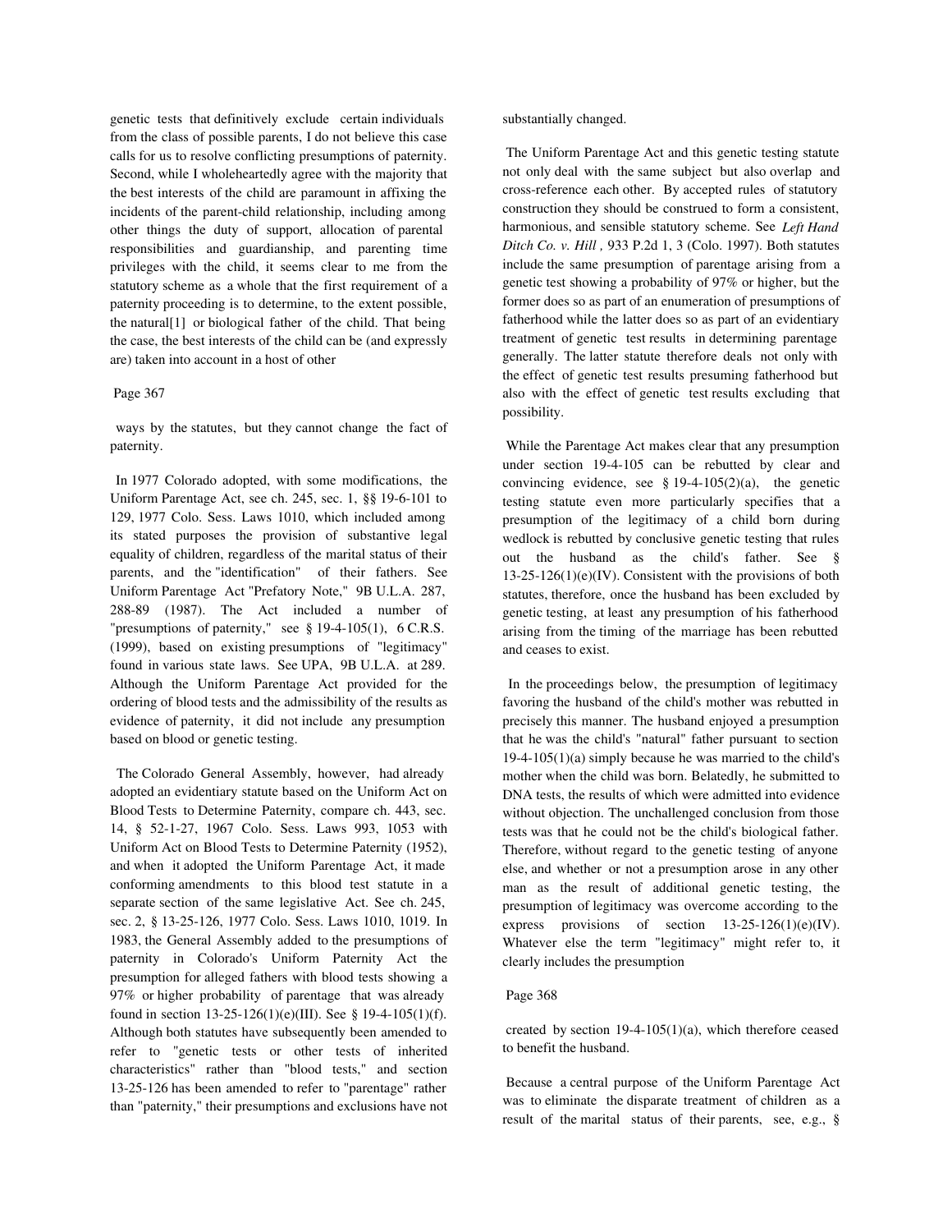genetic tests that definitively exclude certain individuals from the class of possible parents, I do not believe this case calls for us to resolve conflicting presumptions of paternity. Second, while I wholeheartedly agree with the majority that the best interests of the child are paramount in affixing the incidents of the parent-child relationship, including among other things the duty of support, allocation of parental responsibilities and guardianship, and parenting time privileges with the child, it seems clear to me from the statutory scheme as a whole that the first requirement of a paternity proceeding is to determine, to the extent possible, the natural[1] or biological father of the child. That being the case, the best interests of the child can be (and expressly are) taken into account in a host of other

Page 367

ways by the statutes, but they cannot change the fact of paternity.

In 1977 Colorado adopted, with some modifications, the Uniform Parentage Act, see ch. 245, sec. 1, §§ 19-6-101 to 129, 1977 Colo. Sess. Laws 1010, which included among its stated purposes the provision of substantive legal equality of children, regardless of the marital status of their parents, and the "identification" of their fathers. See Uniform Parentage Act "Prefatory Note," 9B U.L.A. 287, 288-89 (1987). The Act included a number of "presumptions of paternity," see § 19-4-105(1), 6 C.R.S. (1999), based on existing presumptions of "legitimacy" found in various state laws. See UPA, 9B U.L.A. at 289. Although the Uniform Parentage Act provided for the ordering of blood tests and the admissibility of the results as evidence of paternity, it did not include any presumption based on blood or genetic testing.

The Colorado General Assembly, however, had already adopted an evidentiary statute based on the Uniform Act on Blood Tests to Determine Paternity, compare ch. 443, sec. 14, § 52-1-27, 1967 Colo. Sess. Laws 993, 1053 with Uniform Act on Blood Tests to Determine Paternity (1952), and when it adopted the Uniform Parentage Act, it made conforming amendments to this blood test statute in a separate section of the same legislative Act. See ch. 245, sec. 2, § 13-25-126, 1977 Colo. Sess. Laws 1010, 1019. In 1983, the General Assembly added to the presumptions of paternity in Colorado's Uniform Paternity Act the presumption for alleged fathers with blood tests showing a 97% or higher probability of parentage that was already found in section 13-25-126(1)(e)(III). See § 19-4-105(1)(f). Although both statutes have subsequently been amended to refer to "genetic tests or other tests of inherited characteristics" rather than "blood tests," and section 13-25-126 has been amended to refer to "parentage" rather than "paternity," their presumptions and exclusions have not substantially changed.

The Uniform Parentage Act and this genetic testing statute not only deal with the same subject but also overlap and cross-reference each other. By accepted rules of statutory construction they should be construed to form a consistent, harmonious, and sensible statutory scheme. See *Left Hand Ditch Co. v. Hill ,* 933 P.2d 1, 3 (Colo. 1997). Both statutes include the same presumption of parentage arising from a genetic test showing a probability of 97% or higher, but the former does so as part of an enumeration of presumptions of fatherhood while the latter does so as part of an evidentiary treatment of genetic test results in determining parentage generally. The latter statute therefore deals not only with the effect of genetic test results presuming fatherhood but also with the effect of genetic test results excluding that possibility.

While the Parentage Act makes clear that any presumption under section 19-4-105 can be rebutted by clear and convincing evidence, see § 19-4-105(2)(a), the genetic testing statute even more particularly specifies that a presumption of the legitimacy of a child born during wedlock is rebutted by conclusive genetic testing that rules out the husband as the child's father. See § 13-25-126(1)(e)(IV). Consistent with the provisions of both statutes, therefore, once the husband has been excluded by genetic testing, at least any presumption of his fatherhood arising from the timing of the marriage has been rebutted and ceases to exist.

In the proceedings below, the presumption of legitimacy favoring the husband of the child's mother was rebutted in precisely this manner. The husband enjoyed a presumption that he was the child's "natural" father pursuant to section 19-4-105(1)(a) simply because he was married to the child's mother when the child was born. Belatedly, he submitted to DNA tests, the results of which were admitted into evidence without objection. The unchallenged conclusion from those tests was that he could not be the child's biological father. Therefore, without regard to the genetic testing of anyone else, and whether or not a presumption arose in any other man as the result of additional genetic testing, the presumption of legitimacy was overcome according to the express provisions of section 13-25-126(1)(e)(IV). Whatever else the term "legitimacy" might refer to, it clearly includes the presumption

Page 368

created by section 19-4-105(1)(a), which therefore ceased to benefit the husband.

Because a central purpose of the Uniform Parentage Act was to eliminate the disparate treatment of children as a result of the marital status of their parents, see, e.g., §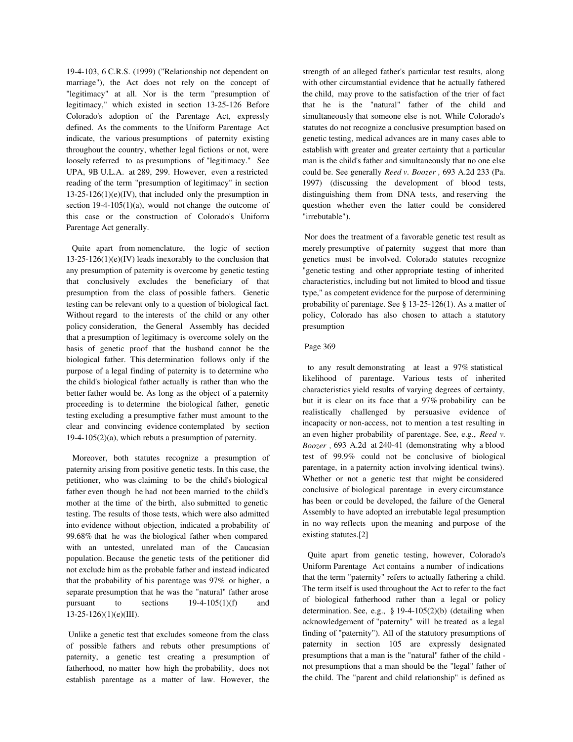19-4-103, 6 C.R.S. (1999) ("Relationship not dependent on marriage"), the Act does not rely on the concept of "legitimacy" at all. Nor is the term "presumption of legitimacy," which existed in section 13-25-126 Before Colorado's adoption of the Parentage Act, expressly defined. As the comments to the Uniform Parentage Act indicate, the various presumptions of paternity existing throughout the country, whether legal fictions or not, were loosely referred to as presumptions of "legitimacy." See UPA, 9B U.L.A. at 289, 299. However, even a restricted reading of the term "presumption of legitimacy" in section 13-25-126(1)(e)(IV), that included only the presumption in section 19-4-105(1)(a), would not change the outcome of this case or the construction of Colorado's Uniform Parentage Act generally.

Quite apart from nomenclature, the logic of section 13-25-126(1)(e)(IV) leads inexorably to the conclusion that any presumption of paternity is overcome by genetic testing that conclusively excludes the beneficiary of that presumption from the class of possible fathers. Genetic testing can be relevant only to a question of biological fact. Without regard to the interests of the child or any other policy consideration, the General Assembly has decided that a presumption of legitimacy is overcome solely on the basis of genetic proof that the husband cannot be the biological father. This determination follows only if the purpose of a legal finding of paternity is to determine who the child's biological father actually is rather than who the better father would be. As long as the object of a paternity proceeding is to determine the biological father, genetic testing excluding a presumptive father must amount to the clear and convincing evidence contemplated by section 19-4-105(2)(a), which rebuts a presumption of paternity.

Moreover, both statutes recognize a presumption of paternity arising from positive genetic tests. In this case, the petitioner, who was claiming to be the child's biological father even though he had not been married to the child's mother at the time of the birth, also submitted to genetic testing. The results of those tests, which were also admitted into evidence without objection, indicated a probability of 99.68% that he was the biological father when compared with an untested, unrelated man of the Caucasian population. Because the genetic tests of the petitioner did not exclude him as the probable father and instead indicated that the probability of his parentage was 97% or higher, a separate presumption that he was the "natural" father arose pursuant to sections 19-4-105(1)(f) and 13-25-126)(1)(e)(III).

Unlike a genetic test that excludes someone from the class of possible fathers and rebuts other presumptions of paternity, a genetic test creating a presumption of fatherhood, no matter how high the probability, does not establish parentage as a matter of law. However, the strength of an alleged father's particular test results, along with other circumstantial evidence that he actually fathered the child, may prove to the satisfaction of the trier of fact that he is the "natural" father of the child and simultaneously that someone else is not. While Colorado's statutes do not recognize a conclusive presumption based on genetic testing, medical advances are in many cases able to establish with greater and greater certainty that a particular man is the child's father and simultaneously that no one else could be. See generally *Reed v. Boozer* , 693 A.2d 233 (Pa. 1997) (discussing the development of blood tests, distinguishing them from DNA tests, and reserving the question whether even the latter could be considered "irrebutable").

Nor does the treatment of a favorable genetic test result as merely presumptive of paternity suggest that more than genetics must be involved. Colorado statutes recognize "genetic testing and other appropriate testing of inherited characteristics, including but not limited to blood and tissue type," as competent evidence for the purpose of determining probability of parentage. See § 13-25-126(1). As a matter of policy, Colorado has also chosen to attach a statutory presumption

Page 369

to any result demonstrating at least a 97% statistical likelihood of parentage. Various tests of inherited characteristics yield results of varying degrees of certainty, but it is clear on its face that a 97% probability can be realistically challenged by persuasive evidence of incapacity or non-access, not to mention a test resulting in an even higher probability of parentage. See, e.g., *Reed v. Boozer* , 693 A.2d at 240-41 (demonstrating why a blood test of 99.9% could not be conclusive of biological parentage, in a paternity action involving identical twins). Whether or not a genetic test that might be considered conclusive of biological parentage in every circumstance has been or could be developed, the failure of the General Assembly to have adopted an irrebutable legal presumption in no way reflects upon the meaning and purpose of the existing statutes.[2]

Quite apart from genetic testing, however, Colorado's Uniform Parentage Act contains a number of indications that the term "paternity" refers to actually fathering a child. The term itself is used throughout the Act to refer to the fact of biological fatherhood rather than a legal or policy determination. See, e.g., § 19-4-105(2)(b) (detailing when acknowledgement of "paternity" will be treated as a legal finding of "paternity"). All of the statutory presumptions of paternity in section 105 are expressly designated presumptions that a man is the "natural" father of the child - not presumptions that a man should be the "legal" father of the child. The "parent and child relationship" is defined as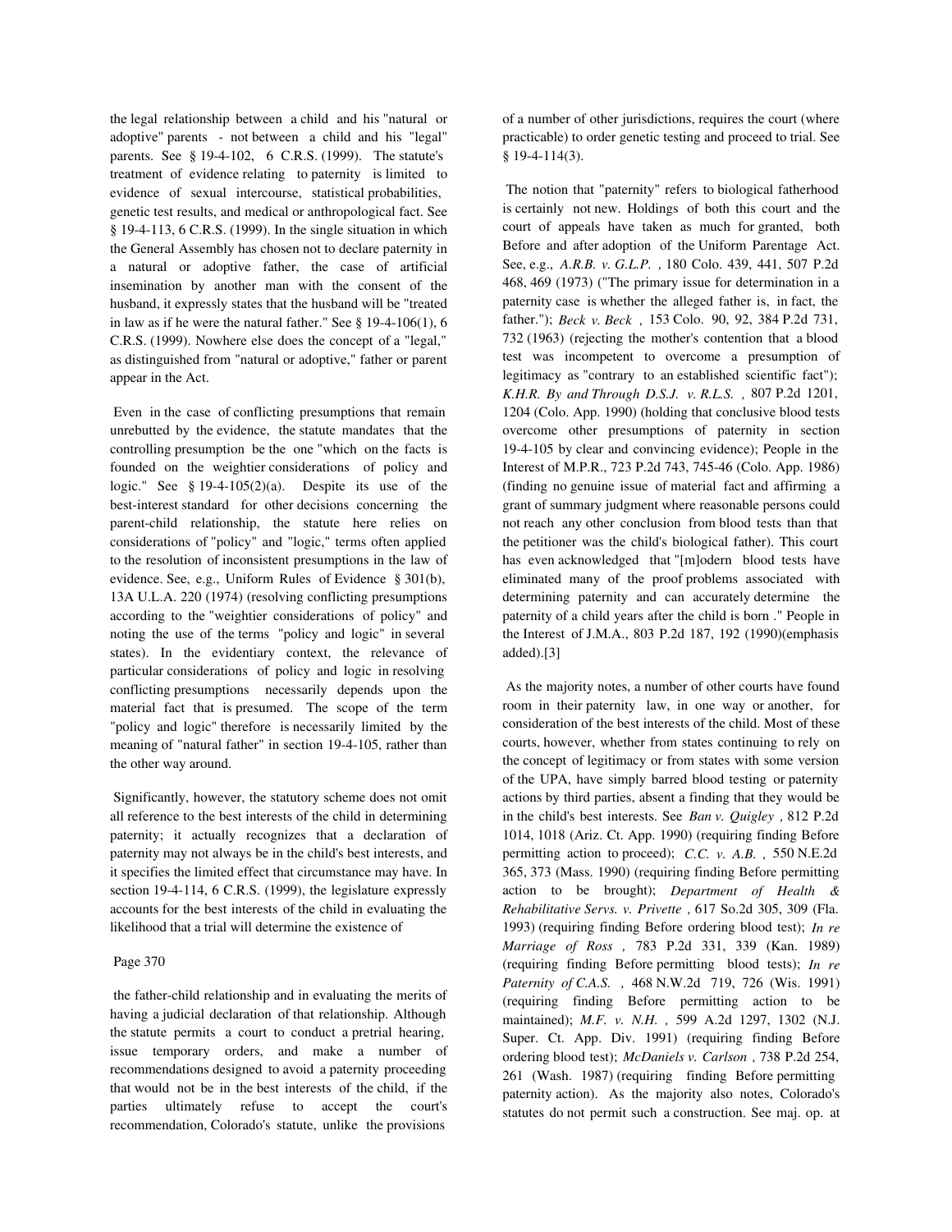the legal relationship between a child and his "natural or adoptive" parents - not between a child and his "legal" parents. See § 19-4-102, 6 C.R.S. (1999). The statute's treatment of evidence relating to paternity is limited to evidence of sexual intercourse, statistical probabilities, genetic test results, and medical or anthropological fact. See § 19-4-113, 6 C.R.S. (1999). In the single situation in which the General Assembly has chosen not to declare paternity in a natural or adoptive father, the case of artificial insemination by another man with the consent of the husband, it expressly states that the husband will be "treated in law as if he were the natural father." See § 19-4-106(1), 6 C.R.S. (1999). Nowhere else does the concept of a "legal," as distinguished from "natural or adoptive," father or parent appear in the Act.

Even in the case of conflicting presumptions that remain unrebutted by the evidence, the statute mandates that the controlling presumption be the one "which on the facts is founded on the weightier considerations of policy and logic." See § 19-4-105(2)(a). Despite its use of the best-interest standard for other decisions concerning the parent-child relationship, the statute here relies on considerations of "policy" and "logic," terms often applied to the resolution of inconsistent presumptions in the law of evidence. See, e.g., Uniform Rules of Evidence § 301(b), 13A U.L.A. 220 (1974) (resolving conflicting presumptions according to the "weightier considerations of policy" and noting the use of the terms "policy and logic" in several states). In the evidentiary context, the relevance of particular considerations of policy and logic in resolving conflicting presumptions necessarily depends upon the material fact that is presumed. The scope of the term "policy and logic" therefore is necessarily limited by the meaning of "natural father" in section 19-4-105, rather than the other way around.

Significantly, however, the statutory scheme does not omit all reference to the best interests of the child in determining paternity; it actually recognizes that a declaration of paternity may not always be in the child's best interests, and it specifies the limited effect that circumstance may have. In section 19-4-114, 6 C.R.S. (1999), the legislature expressly accounts for the best interests of the child in evaluating the likelihood that a trial will determine the existence of

Page 370

the father-child relationship and in evaluating the merits of having a judicial declaration of that relationship. Although the statute permits a court to conduct a pretrial hearing, issue temporary orders, and make a number of recommendations designed to avoid a paternity proceeding that would not be in the best interests of the child, if the parties ultimately refuse to accept the court's recommendation, Colorado's statute, unlike the provisions of a number of other jurisdictions, requires the court (where practicable) to order genetic testing and proceed to trial. See § 19-4-114(3).

The notion that "paternity" refers to biological fatherhood is certainly not new. Holdings of both this court and the court of appeals have taken as much for granted, both Before and after adoption of the Uniform Parentage Act. See, e.g., *A.R.B. v. G.L.P.*, 180 Colo. 439, 441, 507 P.2d 468, 469 (1973) ("The primary issue for determination in a paternity case is whether the alleged father is, in fact, the father."); *Beck v. Beck*, 153 Colo. 90, 92, 384 P.2d 731, 732 (1963) (rejecting the mother's contention that a blood test was incompetent to overcome a presumption of legitimacy as "contrary to an established scientific fact"); *K.H.R. By and Through D.S.J. v. R.L.S.*, 807 P.2d 1201, 1204 (Colo. App. 1990) (holding that conclusive blood tests overcome other presumptions of paternity in section 19-4-105 by clear and convincing evidence); People in the Interest of M.P.R., 723 P.2d 743, 745-46 (Colo. App. 1986) (finding no genuine issue of material fact and affirming a grant of summary judgment where reasonable persons could not reach any other conclusion from blood tests than that the petitioner was the child's biological father). This court has even acknowledged that "[m]odern blood tests have eliminated many of the proof problems associated with determining paternity and can accurately determine the paternity of a child years after the child is born ." People in the Interest of J.M.A., 803 P.2d 187, 192 (1990)(emphasis added).[3]

As the majority notes, a number of other courts have found room in their paternity law, in one way or another, for consideration of the best interests of the child. Most of these courts, however, whether from states continuing to rely on the concept of legitimacy or from states with some version of the UPA, have simply barred blood testing or paternity actions by third parties, absent a finding that they would be in the child's best interests. See *Ban v. Quigley*, 812 P.2d 1014, 1018 (Ariz. Ct. App. 1990) (requiring finding Before permitting action to proceed); *C.C. v. A.B.*, 550 N.E.2d 365, 373 (Mass. 1990) (requiring finding Before permitting action to be brought); *Department of Health & Rehabilitative Servs. v. Privette*, 617 So.2d 305, 309 (Fla. 1993) (requiring finding Before ordering blood test); *In re Marriage of Ross*, 783 P.2d 331, 339 (Kan. 1989) (requiring finding Before permitting blood tests); *In re Paternity of C.A.S.*, 468 N.W.2d 719, 726 (Wis. 1991) (requiring finding Before permitting action to be maintained); *M.F. v. N.H.*, 599 A.2d 1297, 1302 (N.J. Super. Ct. App. Div. 1991) (requiring finding Before ordering blood test); *McDaniels v. Carlson*, 738 P.2d 254, 261 (Wash. 1987) (requiring finding Before permitting paternity action). As the majority also notes, Colorado's statutes do not permit such a construction. See maj. op. at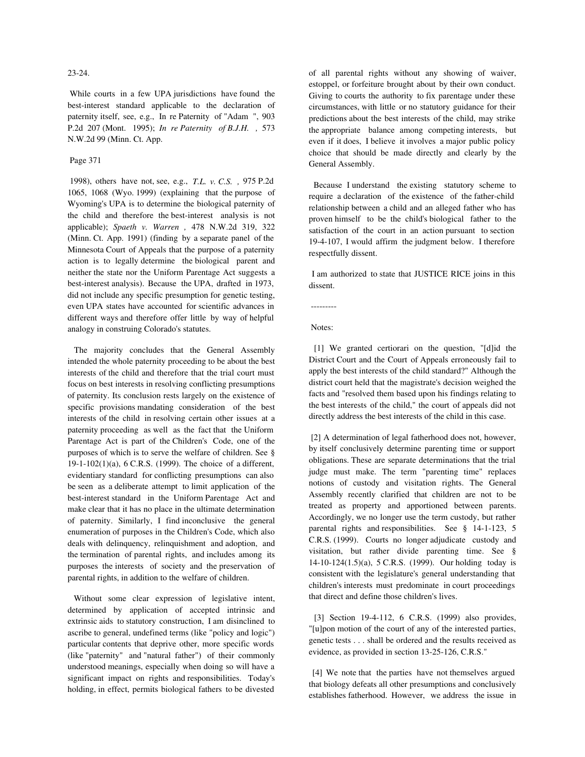23-24.

While courts in a few UPA jurisdictions have found the best-interest standard applicable to the declaration of paternity itself, see, e.g., In re Paternity of "Adam ", 903 P.2d 207 (Mont. 1995); *In re Paternity of B.J.H.* , 573 N.W.2d 99 (Minn. Ct. App.

Page 371

1998), others have not, see, e.g., *T.L. v. C.S.* , 975 P.2d 1065, 1068 (Wyo. 1999) (explaining that the purpose of Wyoming's UPA is to determine the biological paternity of the child and therefore the best-interest analysis is not applicable); *Spaeth v. Warren* , 478 N.W.2d 319, 322 (Minn. Ct. App. 1991) (finding by a separate panel of the Minnesota Court of Appeals that the purpose of a paternity action is to legally determine the biological parent and neither the state nor the Uniform Parentage Act suggests a best-interest analysis). Because the UPA, drafted in 1973, did not include any specific presumption for genetic testing, even UPA states have accounted for scientific advances in different ways and therefore offer little by way of helpful analogy in construing Colorado's statutes.

The majority concludes that the General Assembly intended the whole paternity proceeding to be about the best interests of the child and therefore that the trial court must focus on best interests in resolving conflicting presumptions of paternity. Its conclusion rests largely on the existence of specific provisions mandating consideration of the best interests of the child in resolving certain other issues at a paternity proceeding as well as the fact that the Uniform Parentage Act is part of the Children's Code, one of the purposes of which is to serve the welfare of children. See § 19-1-102(1)(a), 6 C.R.S. (1999). The choice of a different, evidentiary standard for conflicting presumptions can also be seen as a deliberate attempt to limit application of the best-interest standard in the Uniform Parentage Act and make clear that it has no place in the ultimate determination of paternity. Similarly, I find inconclusive the general enumeration of purposes in the Children's Code, which also deals with delinquency, relinquishment and adoption, and the termination of parental rights, and includes among its purposes the interests of society and the preservation of parental rights, in addition to the welfare of children.

Without some clear expression of legislative intent, determined by application of accepted intrinsic and extrinsic aids to statutory construction, I am disinclined to ascribe to general, undefined terms (like "policy and logic") particular contents that deprive other, more specific words (like "paternity" and "natural father") of their commonly understood meanings, especially when doing so will have a significant impact on rights and responsibilities. Today's holding, in effect, permits biological fathers to be divested of all parental rights without any showing of waiver, estoppel, or forfeiture brought about by their own conduct. Giving to courts the authority to fix parentage under these circumstances, with little or no statutory guidance for their predictions about the best interests of the child, may strike the appropriate balance among competing interests, but even if it does, I believe it involves a major public policy choice that should be made directly and clearly by the General Assembly.

Because I understand the existing statutory scheme to require a declaration of the existence of the father-child relationship between a child and an alleged father who has proven himself to be the child's biological father to the satisfaction of the court in an action pursuant to section 19-4-107, I would affirm the judgment below. I therefore respectfully dissent.

I am authorized to state that JUSTICE RICE joins in this dissent.

---------

Notes:

[1] We granted certiorari on the question, "[d]id the District Court and the Court of Appeals erroneously fail to apply the best interests of the child standard?" Although the district court held that the magistrate's decision weighed the facts and "resolved them based upon his findings relating to the best interests of the child," the court of appeals did not directly address the best interests of the child in this case.

[2] A determination of legal fatherhood does not, however, by itself conclusively determine parenting time or support obligations. These are separate determinations that the trial judge must make. The term "parenting time" replaces notions of custody and visitation rights. The General Assembly recently clarified that children are not to be treated as property and apportioned between parents. Accordingly, we no longer use the term custody, but rather parental rights and responsibilities. See § 14-1-123, 5 C.R.S. (1999). Courts no longer adjudicate custody and visitation, but rather divide parenting time. See § 14-10-124(1.5)(a), 5 C.R.S. (1999). Our holding today is consistent with the legislature's general understanding that children's interests must predominate in court proceedings that direct and define those children's lives.

[3] Section 19-4-112, 6 C.R.S. (1999) also provides, "[u]pon motion of the court of any of the interested parties, genetic tests . . . shall be ordered and the results received as evidence, as provided in section 13-25-126, C.R.S."

[4] We note that the parties have not themselves argued that biology defeats all other presumptions and conclusively establishes fatherhood. However, we address the issue in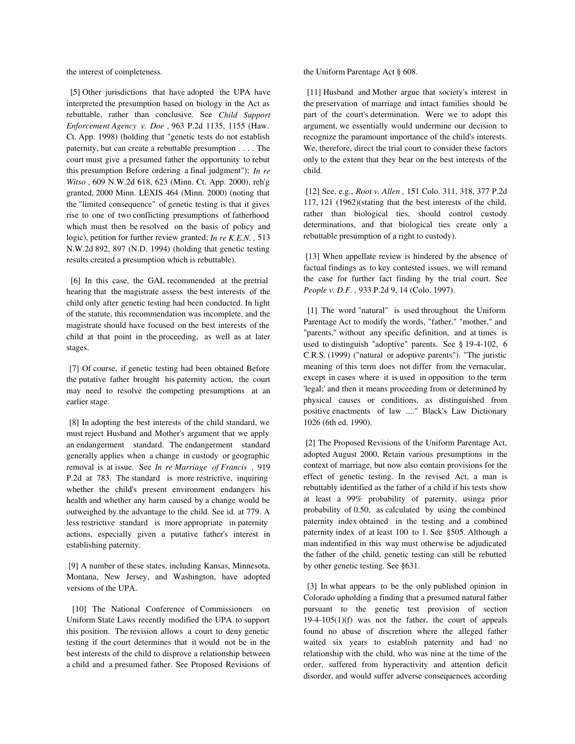the interest of completeness.

[5] Other jurisdictions that have adopted the UPA have interpreted the presumption based on biology in the Act as rebuttable, rather than conclusive. See *Child Support Enforcement Agency v. Doe ,* 963 P.2d 1135, 1155 (Haw. Ct. App. 1998) (holding that "genetic tests do not establish paternity, but can create a rebuttable presumption . . . . The court must give a presumed father the opportunity to rebut this presumption Before ordering a final judgment"); *In re Witso ,* 609 N.W.2d 618, 623 (Minn. Ct. App. 2000), reh'g granted, 2000 Minn. LEXIS 464 (Minn. 2000) (noting that the "limited consequence" of genetic testing is that it gives rise to one of two conflicting presumptions of fatherhood which must then be resolved on the basis of policy and logic), petition for further review granted; *In re K.E.N. ,* 513 N.W.2d 892, 897 (N.D. 1994) (holding that genetic testing results created a presumption which is rebuttable).

[6] In this case, the GAL recommended at the pretrial hearing that the magistrate assess the best interests of the child only after genetic testing had been conducted. In light of the statute, this recommendation was incomplete, and the magistrate should have focused on the best interests of the child at that point in the proceeding, as well as at later stages.

[7] Of course, if genetic testing had been obtained Before the putative father brought his paternity action, the court may need to resolve the competing presumptions at an earlier stage.

[8] In adopting the best interests of the child standard, we must reject Husband and Mother's argument that we apply an endangerment standard. The endangerment standard generally applies when a change in custody or geographic removal is at issue. See *In re Marriage of Francis ,* 919 P.2d at 783. The standard is more restrictive, inquiring whether the child's present environment endangers his health and whether any harm caused by a change would be outweighed by the advantage to the child. See id. at 779. A less restrictive standard is more appropriate in paternity actions, especially given a putative father's interest in establishing paternity.

[9] A number of these states, including Kansas, Minnesota, Montana, New Jersey, and Washington, have adopted versions of the UPA.

[10] The National Conference of Commissioners on Uniform State Laws recently modified the UPA to support this position. The revision allows a court to deny genetic testing if the court determines that it would not be in the best interests of the child to disprove a relationship between a child and a presumed father. See Proposed Revisions of the Uniform Parentage Act § 608.

[11] Husband and Mother argue that society's interest in the preservation of marriage and intact families should be part of the court's determination. Were we to adopt this argument, we essentially would undermine our decision to recognize the paramount importance of the child's interests. We, therefore, direct the trial court to consider these factors only to the extent that they bear on the best interests of the child.

[12] See, e.g., *Root v. Allen ,* 151 Colo. 311, 318, 377 P.2d 117, 121 (1962)(stating that the best interests of the child, rather than biological ties, should control custody determinations, and that biological ties create only a rebuttable presumption of a right to custody).

[13] When appellate review is hindered by the absence of factual findings as to key contested issues, we will remand the case for further fact finding by the trial court. See *People v. D.F. ,* 933 P.2d 9, 14 (Colo. 1997).

[1] The word "natural" is used throughout the Uniform Parentage Act to modify the words, "father," "mother," and "parents," without any specific definition, and at times is used to distinguish "adoptive" parents. See § 19-4-102, 6 C.R.S. (1999) ("natural or adoptive parents"). "The juristic meaning of this term does not differ from the vernacular, except in cases where it is used in opposition to the term 'legal;' and then it means proceeding from or determined by physical causes or conditions, as distinguished from positive enactments of law ...." Black's Law Dictionary 1026 (6th ed. 1990).

[2] The Proposed Revisions of the Uniform Parentage Act, adopted August 2000, Retain various presumptions in the context of marriage, but now also contain provisions for the effect of genetic testing. In the revised Act, a man is rebuttably identified as the father of a child if his tests show at least a 99% probability of paternity, usinga prior probability of 0.50, as calculated by using the combined paternity index obtained in the testing and a combined paternity index of at least 100 to 1. See §505. Although a man indentified in this way must otherwise be adjudicated the father of the child, genetic testing can still be rebutted by other genetic testing. See §631.

[3] In what appears to be the only published opinion in Colorado upholding a finding that a presumed natural father pursuant to the genetic test provision of section 19-4-105(1)(f) was not the father, the court of appeals found no abuse of discretion where the alleged father waited six years to establish paternity and had no relationship with the child, who was nine at the time of the order, suffered from hyperactivity and attention deficit disorder, and would suffer adverse consequences according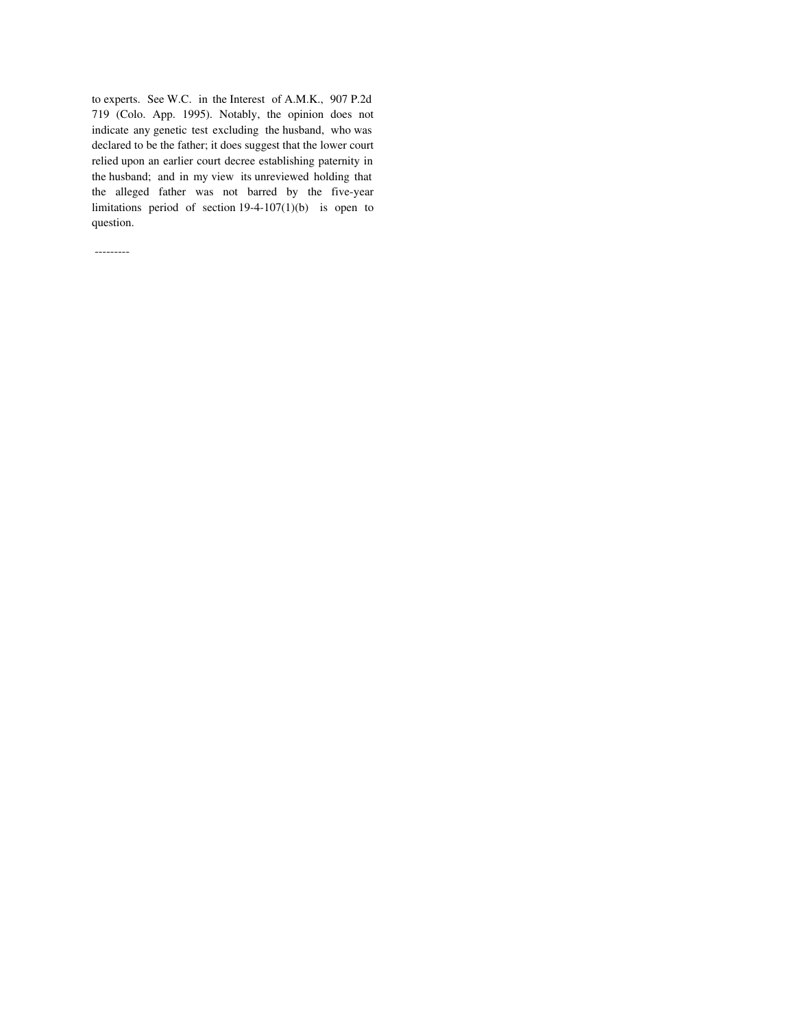to experts. See W.C. in the Interest of A.M.K., 907 P.2d 719 (Colo. App. 1995). Notably, the opinion does not indicate any genetic test excluding the husband, who was declared to be the father; it does suggest that the lower court relied upon an earlier court decree establishing paternity in the husband; and in my view its unreviewed holding that the alleged father was not barred by the five-year limitations period of section 19-4-107(1)(b) is open to question.

---------